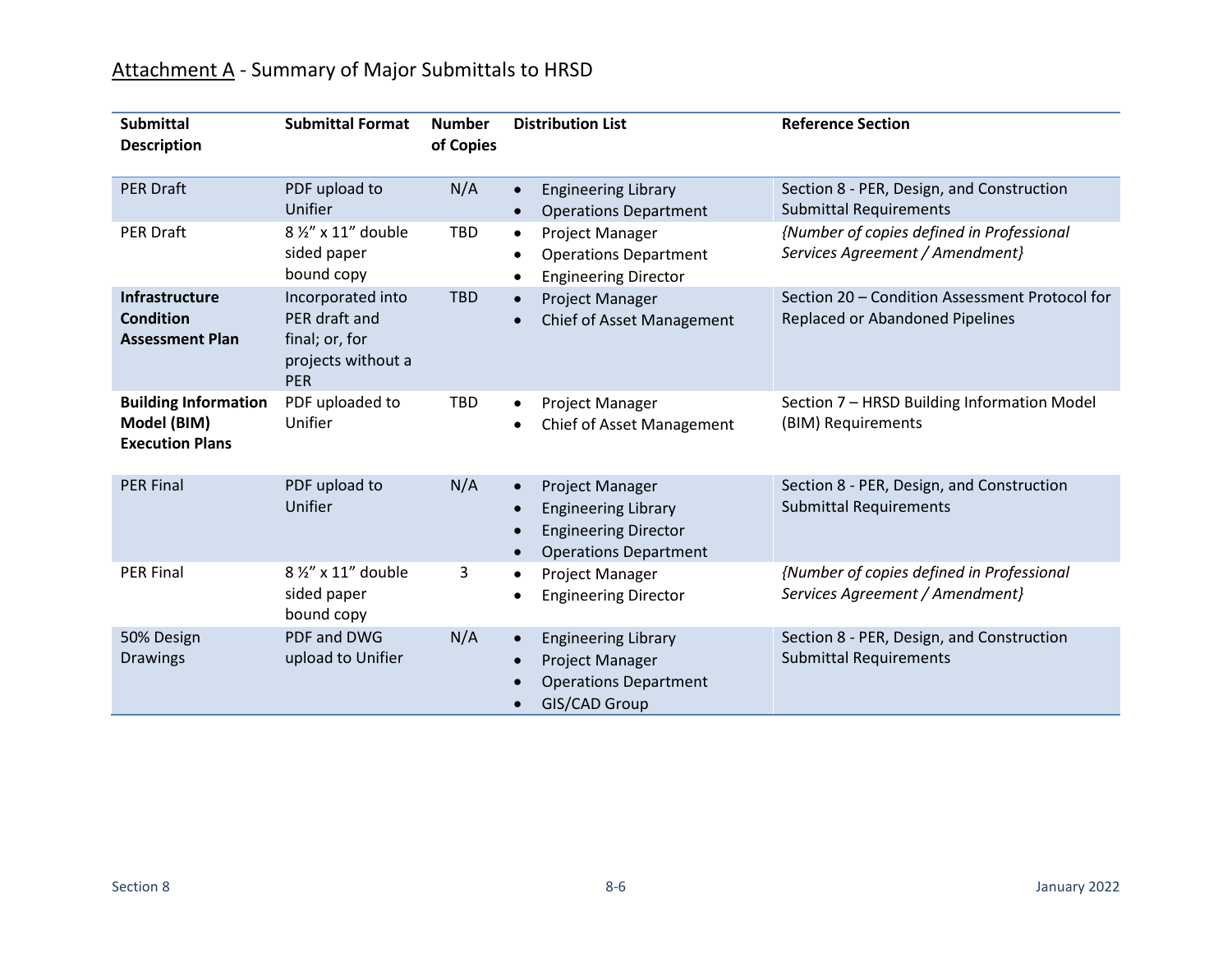## <u>Attachment A</u> - Summary of Major Submittals to HRSD

| Submittal Description | Submittal Format | Number of Copies | Distribution List | Reference Section |
|---|---|---|---|---|
| PER Draft | PDF upload to Unifier | N/A | • Engineering Library<br>• Operations Department | Section 8 - PER, Design, and Construction Submittal Requirements |
| PER Draft | 8 ½" x 11" double sided paper bound copy | TBD | • Project Manager<br>• Operations Department<br>• Engineering Director | *{Number of copies defined in Professional Services Agreement / Amendment}* |
| **Infrastructure Condition Assessment Plan** | Incorporated into PER draft and final; or, for projects without a PER | TBD | • Project Manager<br>• Chief of Asset Management | Section 20 – Condition Assessment Protocol for Replaced or Abandoned Pipelines |
| **Building Information Model (BIM) Execution Plans** | PDF uploaded to Unifier | TBD | • Project Manager<br>• Chief of Asset Management | Section 7 – HRSD Building Information Model (BIM) Requirements |
| PER Final | PDF upload to Unifier | N/A | • Project Manager<br>• Engineering Library<br>• Engineering Director<br>• Operations Department | Section 8 - PER, Design, and Construction Submittal Requirements |
| PER Final | 8 ½" x 11" double sided paper bound copy | 3 | • Project Manager<br>• Engineering Director | *{Number of copies defined in Professional Services Agreement / Amendment}* |
| 50% Design Drawings | PDF and DWG upload to Unifier | N/A | • Engineering Library<br>• Project Manager<br>• Operations Department<br>• GIS/CAD Group | Section 8 - PER, Design, and Construction Submittal Requirements |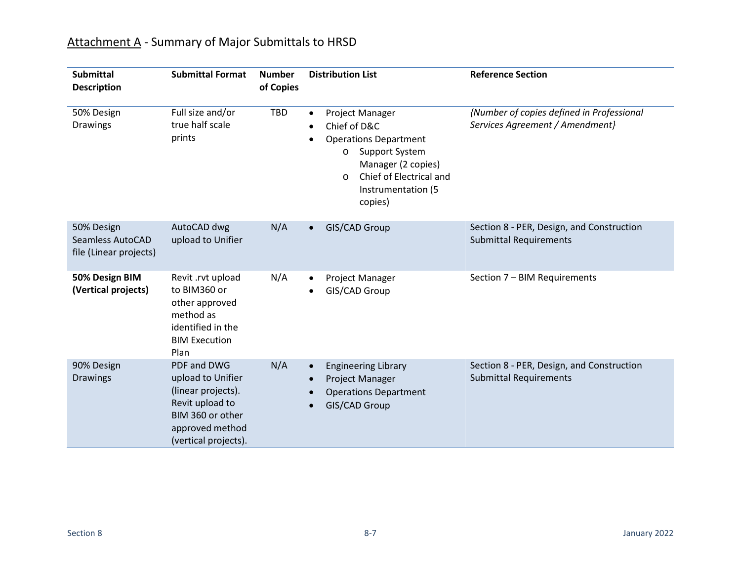## Attachment A - Summary of Major Submittals to HRSD

| Submittal Description | Submittal Format | Number of Copies | Distribution List | Reference Section |
|---|---|---|---|---|
| 50% Design Drawings | Full size and/or true half scale prints | TBD | • Project Manager<br>• Chief of D&C<br>• Operations Department<br>  o Support System Manager (2 copies)<br>  o Chief of Electrical and Instrumentation (5 copies) | *{Number of copies defined in Professional Services Agreement / Amendment}* |
| 50% Design Seamless AutoCAD file (Linear projects) | AutoCAD dwg upload to Unifier | N/A | • GIS/CAD Group | Section 8 - PER, Design, and Construction Submittal Requirements |
| **50% Design BIM (Vertical projects)** | Revit .rvt upload to BIM360 or other approved method as identified in the BIM Execution Plan | N/A | • Project Manager<br>• GIS/CAD Group | Section 7 – BIM Requirements |
| 90% Design Drawings | PDF and DWG upload to Unifier (linear projects). Revit upload to BIM 360 or other approved method (vertical projects). | N/A | • Engineering Library<br>• Project Manager<br>• Operations Department<br>• GIS/CAD Group | Section 8 - PER, Design, and Construction Submittal Requirements |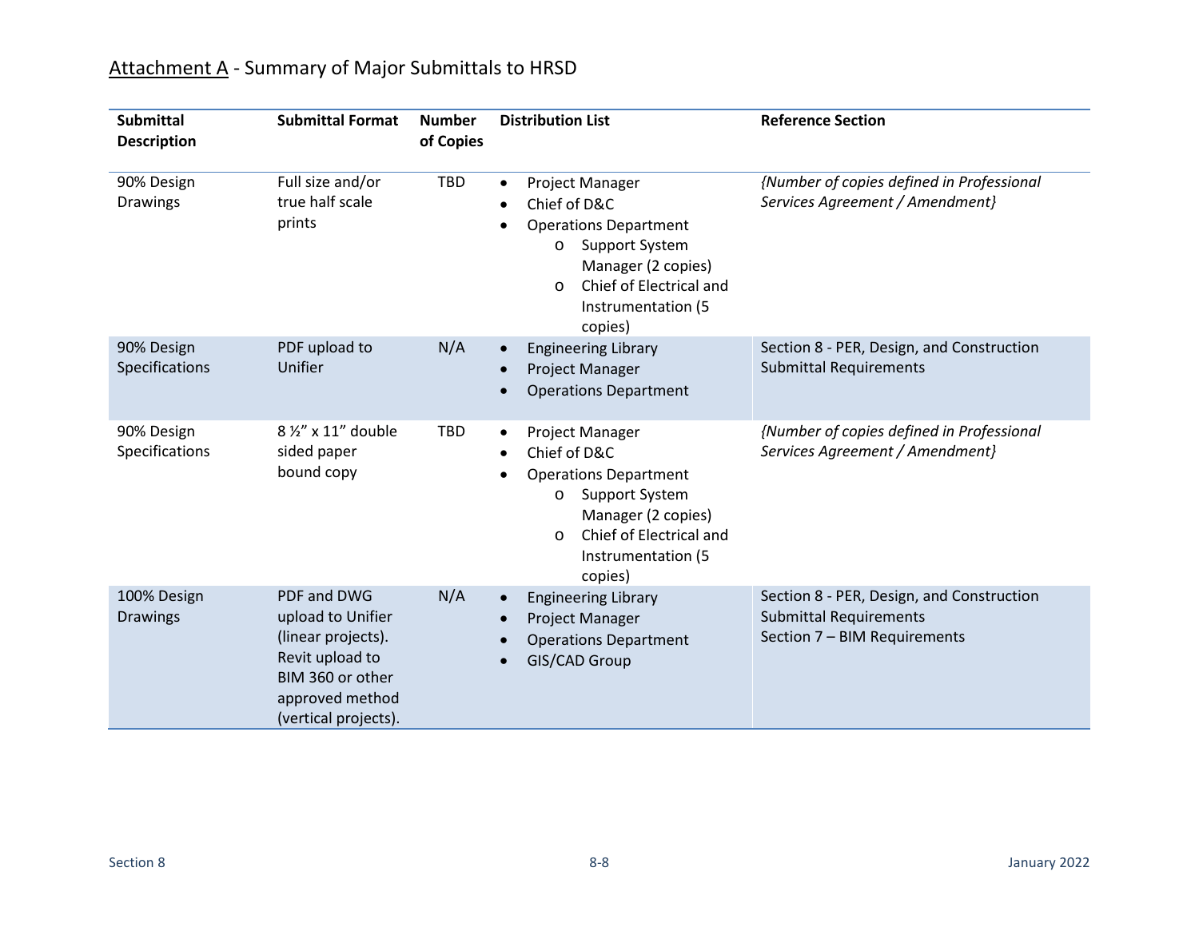## Attachment A - Summary of Major Submittals to HRSD

| Submittal Description | Submittal Format | Number of Copies | Distribution List | Reference Section |
|---|---|---|---|---|
| 90% Design Drawings | Full size and/or true half scale prints | TBD | • Project Manager<br>• Chief of D&C<br>• Operations Department<br>&nbsp;&nbsp;o Support System Manager (2 copies)<br>&nbsp;&nbsp;o Chief of Electrical and Instrumentation (5 copies) | *{Number of copies defined in Professional Services Agreement / Amendment}* |
| 90% Design Specifications | PDF upload to Unifier | N/A | • Engineering Library<br>• Project Manager<br>• Operations Department | Section 8 - PER, Design, and Construction Submittal Requirements |
| 90% Design Specifications | 8 ½" x 11" double sided paper bound copy | TBD | • Project Manager<br>• Chief of D&C<br>• Operations Department<br>&nbsp;&nbsp;o Support System Manager (2 copies)<br>&nbsp;&nbsp;o Chief of Electrical and Instrumentation (5 copies) | *{Number of copies defined in Professional Services Agreement / Amendment}* |
| 100% Design Drawings | PDF and DWG upload to Unifier (linear projects). Revit upload to BIM 360 or other approved method (vertical projects). | N/A | • Engineering Library<br>• Project Manager<br>• Operations Department<br>• GIS/CAD Group | Section 8 - PER, Design, and Construction Submittal Requirements<br>Section 7 – BIM Requirements |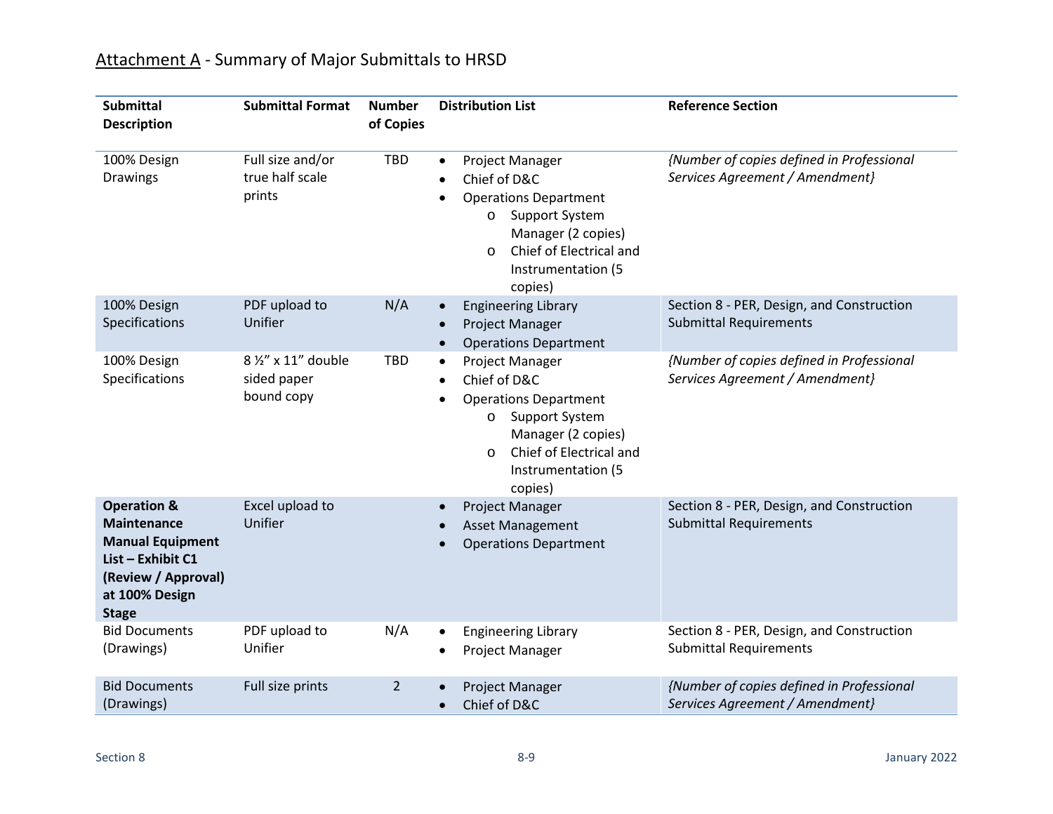## Attachment A - Summary of Major Submittals to HRSD

| Submittal Description | Submittal Format | Number of Copies | Distribution List | Reference Section |
|---|---|---|---|---|
| 100% Design Drawings | Full size and/or true half scale prints | TBD | • Project Manager<br>• Chief of D&C<br>• Operations Department<br>  o Support System Manager (2 copies)<br>  o Chief of Electrical and Instrumentation (5 copies) | *{Number of copies defined in Professional Services Agreement / Amendment}* |
| 100% Design Specifications | PDF upload to Unifier | N/A | • Engineering Library<br>• Project Manager<br>• Operations Department | Section 8 - PER, Design, and Construction Submittal Requirements |
| 100% Design Specifications | 8 ½" x 11" double sided paper bound copy | TBD | • Project Manager<br>• Chief of D&C<br>• Operations Department<br>  o Support System Manager (2 copies)<br>  o Chief of Electrical and Instrumentation (5 copies) | *{Number of copies defined in Professional Services Agreement / Amendment}* |
| **Operation & Maintenance Manual Equipment List – Exhibit C1 (Review / Approval) at 100% Design Stage** | Excel upload to Unifier | | • Project Manager<br>• Asset Management<br>• Operations Department | Section 8 - PER, Design, and Construction Submittal Requirements |
| Bid Documents (Drawings) | PDF upload to Unifier | N/A | • Engineering Library<br>• Project Manager | Section 8 - PER, Design, and Construction Submittal Requirements |
| Bid Documents (Drawings) | Full size prints | 2 | • Project Manager<br>• Chief of D&C | *{Number of copies defined in Professional Services Agreement / Amendment}* |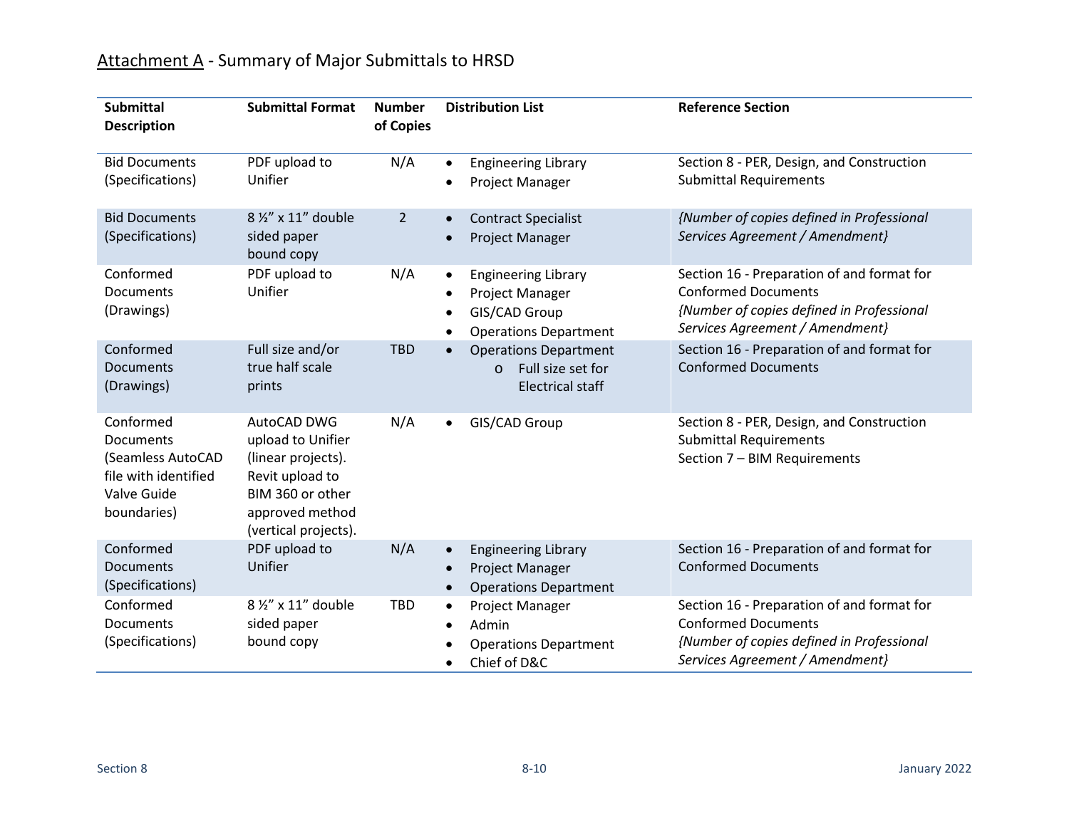## Attachment A - Summary of Major Submittals to HRSD

| Submittal Description | Submittal Format | Number of Copies | Distribution List | Reference Section |
|---|---|---|---|---|
| Bid Documents (Specifications) | PDF upload to Unifier | N/A | • Engineering Library<br>• Project Manager | Section 8 - PER, Design, and Construction Submittal Requirements |
| Bid Documents (Specifications) | 8 ½" x 11" double sided paper bound copy | 2 | • Contract Specialist<br>• Project Manager | *{Number of copies defined in Professional Services Agreement / Amendment}* |
| Conformed Documents (Drawings) | PDF upload to Unifier | N/A | • Engineering Library<br>• Project Manager<br>• GIS/CAD Group<br>• Operations Department | Section 16 - Preparation of and format for Conformed Documents<br>*{Number of copies defined in Professional Services Agreement / Amendment}* |
| Conformed Documents (Drawings) | Full size and/or true half scale prints | TBD | • Operations Department<br>&nbsp;&nbsp;&nbsp;&nbsp;o Full size set for Electrical staff | Section 16 - Preparation of and format for Conformed Documents |
| Conformed Documents (Seamless AutoCAD file with identified Valve Guide boundaries) | AutoCAD DWG upload to Unifier (linear projects). Revit upload to BIM 360 or other approved method (vertical projects). | N/A | • GIS/CAD Group | Section 8 - PER, Design, and Construction Submittal Requirements<br>Section 7 – BIM Requirements |
| Conformed Documents (Specifications) | PDF upload to Unifier | N/A | • Engineering Library<br>• Project Manager<br>• Operations Department | Section 16 - Preparation of and format for Conformed Documents |
| Conformed Documents (Specifications) | 8 ½" x 11" double sided paper bound copy | TBD | • Project Manager<br>• Admin<br>• Operations Department<br>• Chief of D&C | Section 16 - Preparation of and format for Conformed Documents<br>*{Number of copies defined in Professional Services Agreement / Amendment}* |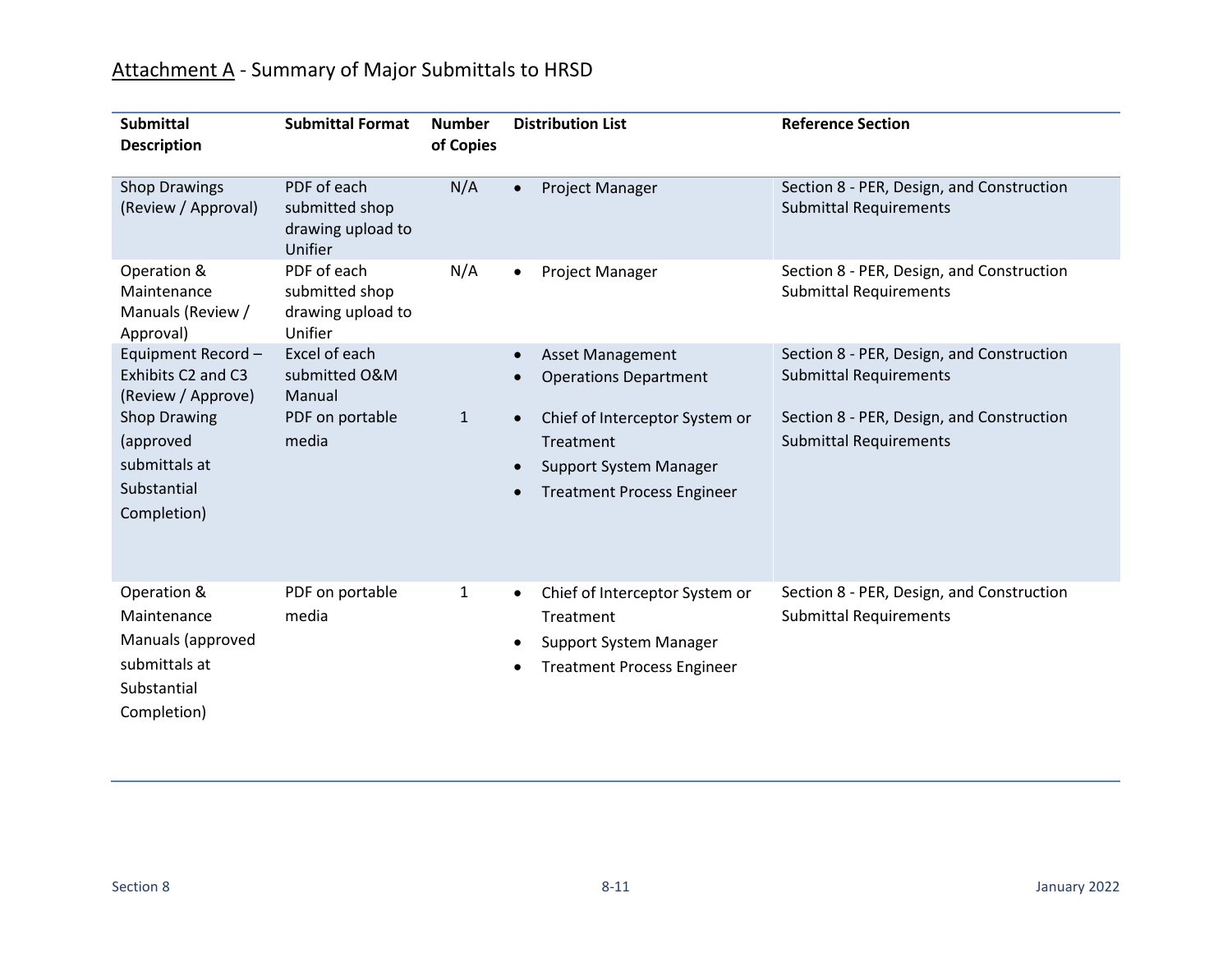# Attachment A - Summary of Major Submittals to HRSD

| Submittal Description | Submittal Format | Number of Copies | Distribution List | Reference Section |
|---|---|---|---|---|
| Shop Drawings (Review / Approval) | PDF of each submitted shop drawing upload to Unifier | N/A | • Project Manager | Section 8 - PER, Design, and Construction Submittal Requirements |
| Operation & Maintenance Manuals (Review / Approval) | PDF of each submitted shop drawing upload to Unifier | N/A | • Project Manager | Section 8 - PER, Design, and Construction Submittal Requirements |
| Equipment Record – Exhibits C2 and C3 (Review / Approve) | Excel of each submitted O&M Manual | | • Asset Management<br>• Operations Department | Section 8 - PER, Design, and Construction Submittal Requirements |
| Shop Drawing (approved submittals at Substantial Completion) | PDF on portable media | 1 | • Chief of Interceptor System or Treatment<br>• Support System Manager<br>• Treatment Process Engineer | Section 8 - PER, Design, and Construction Submittal Requirements |
| Operation & Maintenance Manuals (approved submittals at Substantial Completion) | PDF on portable media | 1 | • Chief of Interceptor System or Treatment<br>• Support System Manager<br>• Treatment Process Engineer | Section 8 - PER, Design, and Construction Submittal Requirements |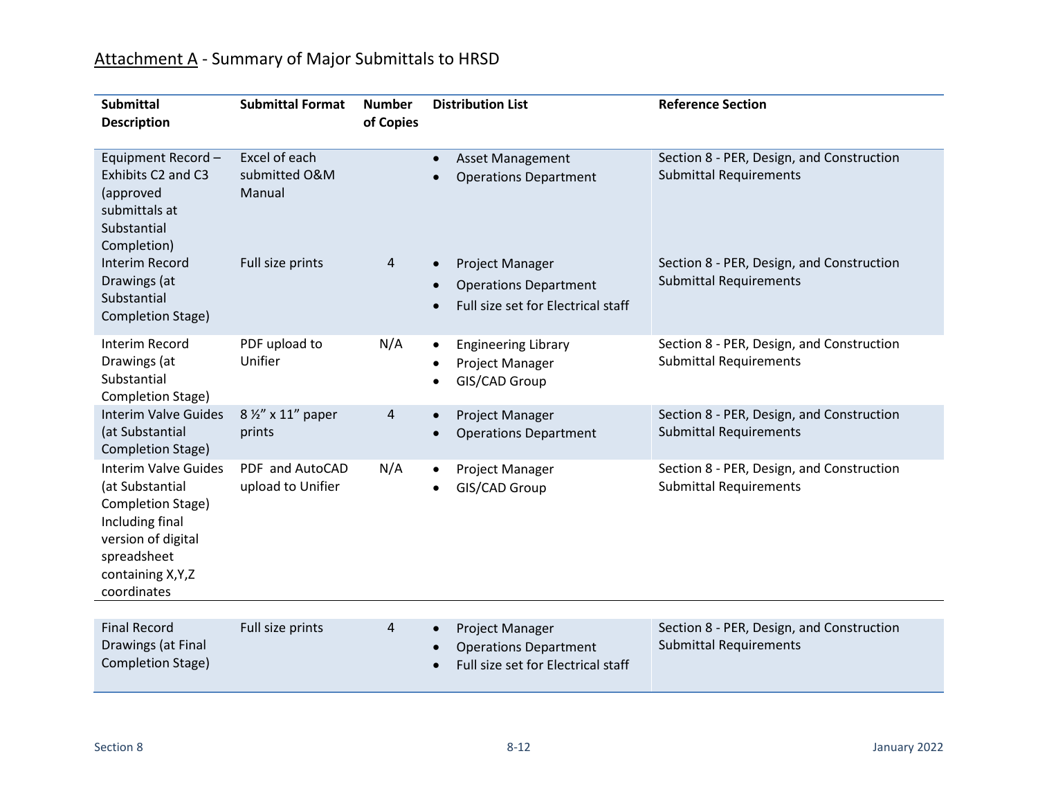## Attachment A - Summary of Major Submittals to HRSD

| Submittal Description | Submittal Format | Number of Copies | Distribution List | Reference Section |
|---|---|---|---|---|
| Equipment Record – Exhibits C2 and C3 (approved submittals at Substantial Completion) | Excel of each submitted O&M Manual | | • Asset Management<br>• Operations Department | Section 8 - PER, Design, and Construction Submittal Requirements |
| Interim Record Drawings (at Substantial Completion Stage) | Full size prints | 4 | • Project Manager<br>• Operations Department<br>• Full size set for Electrical staff | Section 8 - PER, Design, and Construction Submittal Requirements |
| Interim Record Drawings (at Substantial Completion Stage) | PDF upload to Unifier | N/A | • Engineering Library<br>• Project Manager<br>• GIS/CAD Group | Section 8 - PER, Design, and Construction Submittal Requirements |
| Interim Valve Guides (at Substantial Completion Stage) | 8 ½" x 11" paper prints | 4 | • Project Manager<br>• Operations Department | Section 8 - PER, Design, and Construction Submittal Requirements |
| Interim Valve Guides (at Substantial Completion Stage) Including final version of digital spreadsheet containing X,Y,Z coordinates | PDF and AutoCAD upload to Unifier | N/A | • Project Manager<br>• GIS/CAD Group | Section 8 - PER, Design, and Construction Submittal Requirements |
| Final Record Drawings (at Final Completion Stage) | Full size prints | 4 | • Project Manager<br>• Operations Department<br>• Full size set for Electrical staff | Section 8 - PER, Design, and Construction Submittal Requirements |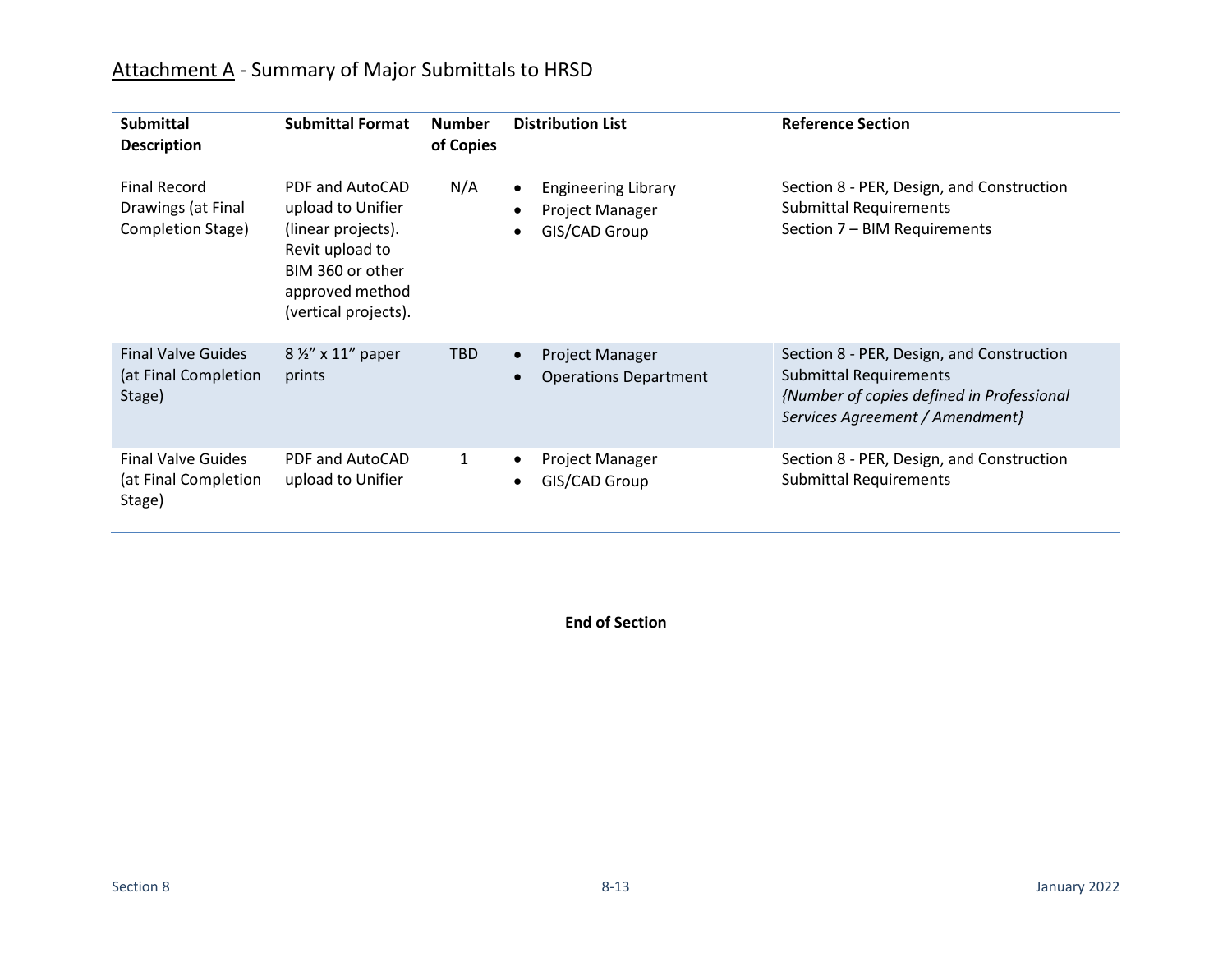Attachment A - Summary of Major Submittals to HRSD

| Submittal Description | Submittal Format | Number of Copies | Distribution List | Reference Section |
|---|---|---|---|---|
| Final Record Drawings (at Final Completion Stage) | PDF and AutoCAD upload to Unifier (linear projects). Revit upload to BIM 360 or other approved method (vertical projects). | N/A | • Engineering Library<br>• Project Manager<br>• GIS/CAD Group | Section 8 - PER, Design, and Construction Submittal Requirements<br>Section 7 – BIM Requirements |
| Final Valve Guides (at Final Completion Stage) | 8 ½" x 11" paper prints | TBD | • Project Manager<br>• Operations Department | Section 8 - PER, Design, and Construction Submittal Requirements<br>*{Number of copies defined in Professional Services Agreement / Amendment}* |
| Final Valve Guides (at Final Completion Stage) | PDF and AutoCAD upload to Unifier | 1 | • Project Manager<br>• GIS/CAD Group | Section 8 - PER, Design, and Construction Submittal Requirements |

**End of Section**